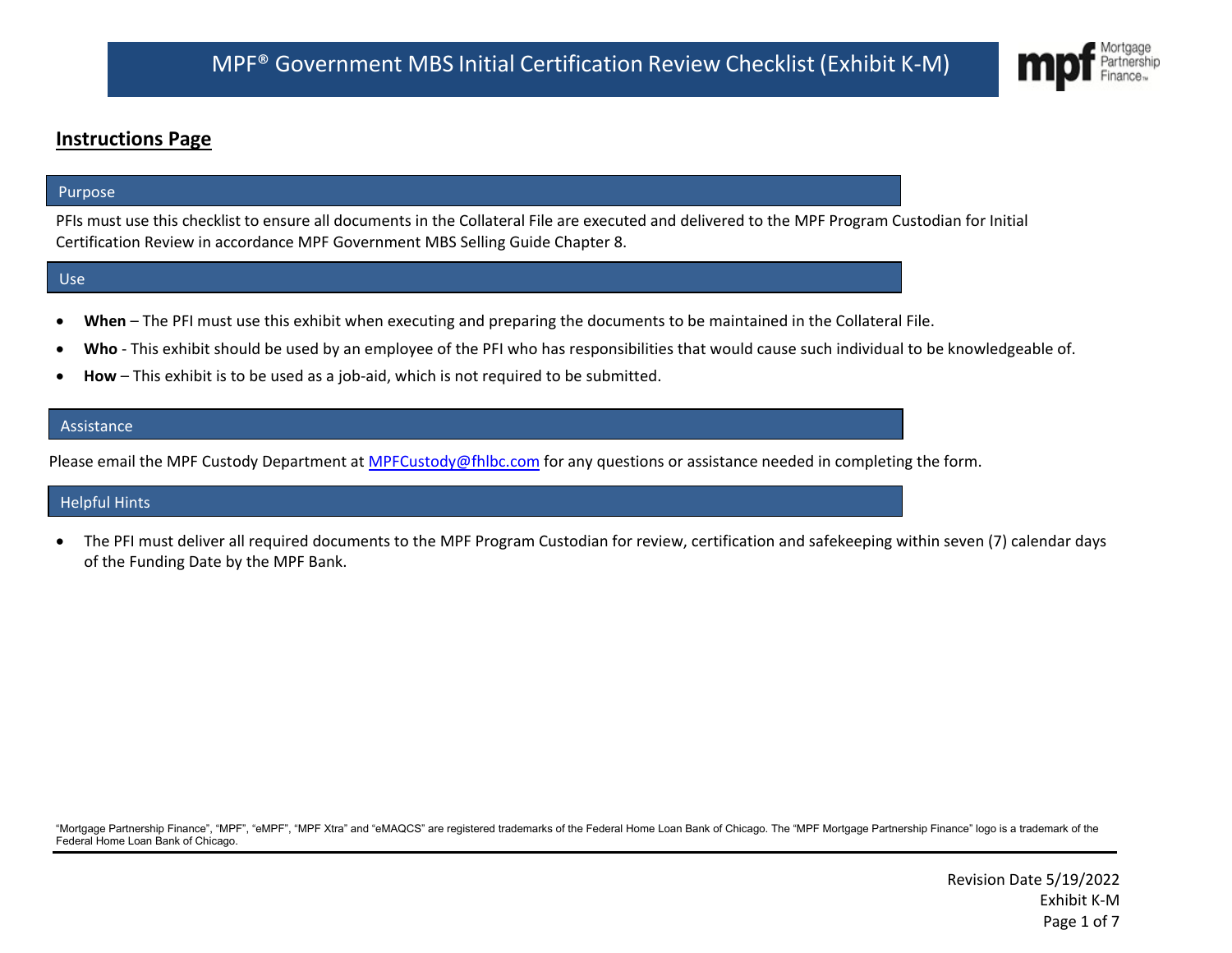# MPF® Government MBS Initial Certification Review Checklist (Exhibit K-M)

## Instructions Page

### Purpose

PFIs must use this checklist to ensure all documents in the Collateral File are executed and delivered to the MPF Program Custodian for Initial Certification Review in accordance MPF Government MBS Selling Guide Chapter 8.

### Use

- **When** – The PFI must use this exhibit when executing and preparing the documents to be maintained in the Collateral File.
- **Who** - This exhibit should be used by an employee of the PFI who has responsibilities that would cause such individual to be knowledgeable of.
- **How** – This exhibit is to be used as a job-aid, which is not required to be submitted.

### Assistance

Please email the MPF Custody Department at MPFCustody@fhlbc.com for any questions or assistance needed in completing the form.

### Helpful Hints

- The PFI must deliver all required documents to the MPF Program Custodian for review, certification and safekeeping within seven (7) calendar days of the Funding Date by the MPF Bank.

"Mortgage Partnership Finance", "MPF", "eMPF", "MPF Xtra" and "eMAQCS" are registered trademarks of the Federal Home Loan Bank of Chicago. The "MPF Mortgage Partnership Finance" logo is a trademark of the Federal Home Loan Bank of Chicago.

Revision Date 5/19/2022
Exhibit K-M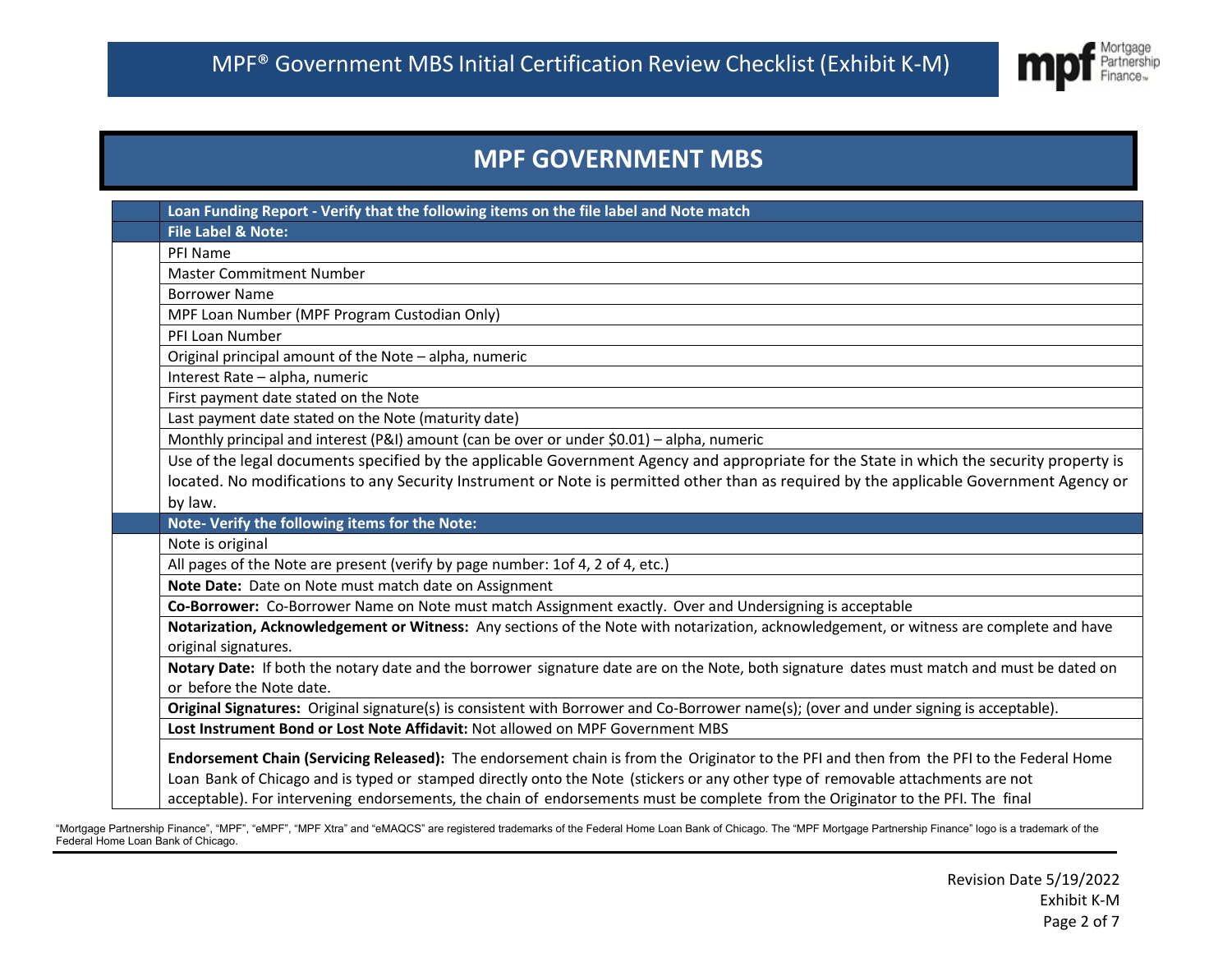# MPF GOVERNMENT MBS

| | **Loan Funding Report - Verify that the following items on the file label and Note match** |
|---|---|
| | **File Label & Note:** |
| | PFI Name |
| | Master Commitment Number |
| | Borrower Name |
| | MPF Loan Number (MPF Program Custodian Only) |
| | PFI Loan Number |
| | Original principal amount of the Note – alpha, numeric |
| | Interest Rate – alpha, numeric |
| | First payment date stated on the Note |
| | Last payment date stated on the Note (maturity date) |
| | Monthly principal and interest (P&I) amount (can be over or under $0.01) – alpha, numeric |
| | Use of the legal documents specified by the applicable Government Agency and appropriate for the State in which the security property is located. No modifications to any Security Instrument or Note is permitted other than as required by the applicable Government Agency or by law. |
| | **Note- Verify the following items for the Note:** |
| | Note is original |
| | All pages of the Note are present (verify by page number: 1of 4, 2 of 4, etc.) |
| | **Note Date:** Date on Note must match date on Assignment |
| | **Co-Borrower:** Co-Borrower Name on Note must match Assignment exactly. Over and Undersigning is acceptable |
| | **Notarization, Acknowledgement or Witness:** Any sections of the Note with notarization, acknowledgement, or witness are complete and have original signatures. |
| | **Notary Date:** If both the notary date and the borrower signature date are on the Note, both signature dates must match and must be dated on or before the Note date. |
| | **Original Signatures:** Original signature(s) is consistent with Borrower and Co-Borrower name(s); (over and under signing is acceptable). |
| | **Lost Instrument Bond or Lost Note Affidavit:** Not allowed on MPF Government MBS |
| | **Endorsement Chain (Servicing Released):** The endorsement chain is from the Originator to the PFI and then from the PFI to the Federal Home Loan Bank of Chicago and is typed or stamped directly onto the Note (stickers or any other type of removable attachments are not acceptable). For intervening endorsements, the chain of endorsements must be complete from the Originator to the PFI. The final |

"Mortgage Partnership Finance", "MPF", "eMPF", "MPF Xtra" and "eMAQCS" are registered trademarks of the Federal Home Loan Bank of Chicago. The "MPF Mortgage Partnership Finance" logo is a trademark of the Federal Home Loan Bank of Chicago.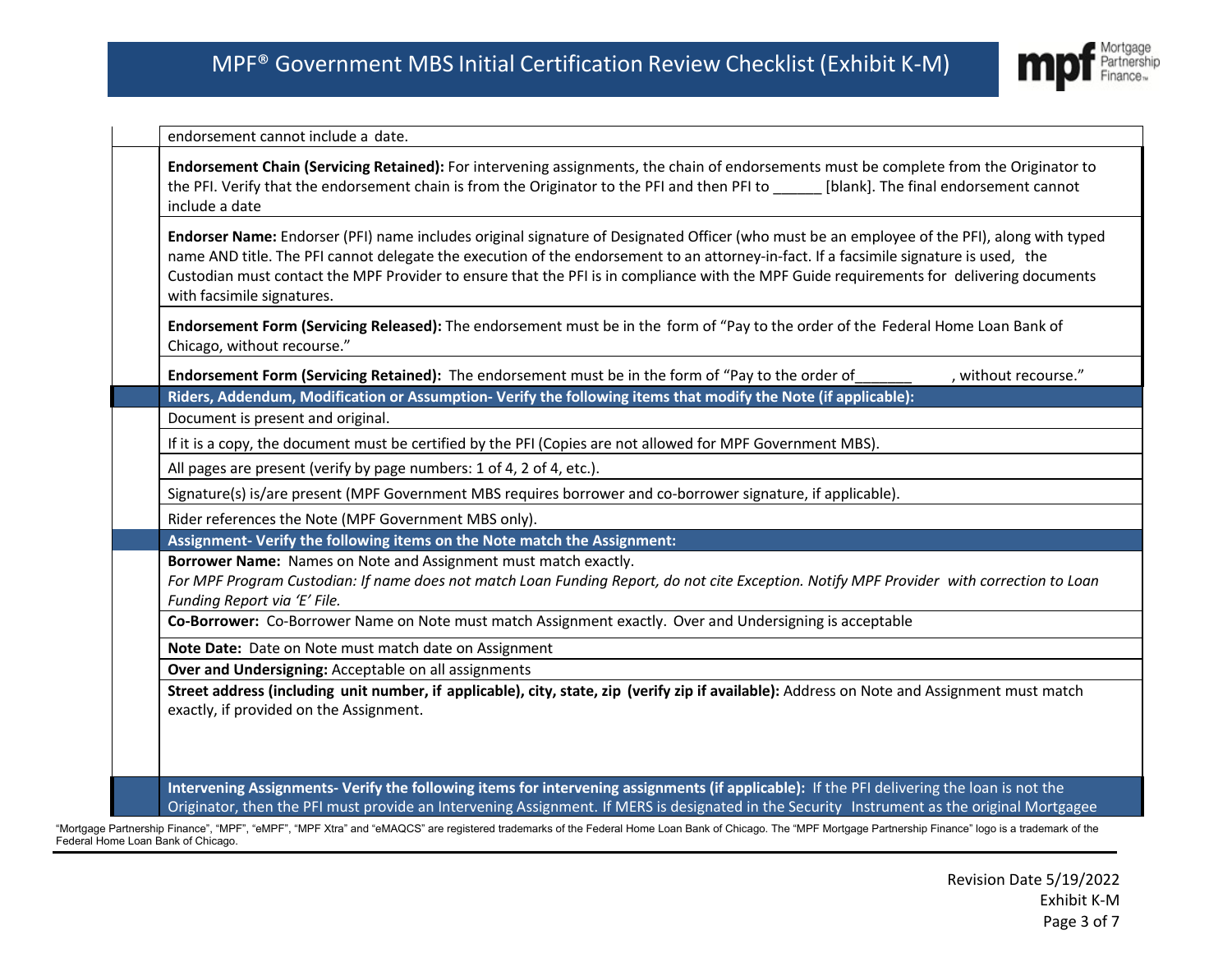| | |
|---|---|
| | endorsement cannot include a date. |
| | **Endorsement Chain (Servicing Retained):** For intervening assignments, the chain of endorsements must be complete from the Originator to the PFI. Verify that the endorsement chain is from the Originator to the PFI and then PFI to ______ [blank]. The final endorsement cannot include a date |
| | **Endorser Name:** Endorser (PFI) name includes original signature of Designated Officer (who must be an employee of the PFI), along with typed name AND title. The PFI cannot delegate the execution of the endorsement to an attorney-in-fact. If a facsimile signature is used, the Custodian must contact the MPF Provider to ensure that the PFI is in compliance with the MPF Guide requirements for delivering documents with facsimile signatures. |
| | **Endorsement Form (Servicing Released):** The endorsement must be in the form of "Pay to the order of the Federal Home Loan Bank of Chicago, without recourse." |
| | **Endorsement Form (Servicing Retained):** The endorsement must be in the form of "Pay to the order of_______ , without recourse." |
| | **Riders, Addendum, Modification or Assumption- Verify the following items that modify the Note (if applicable):** |
| | Document is present and original. |
| | If it is a copy, the document must be certified by the PFI (Copies are not allowed for MPF Government MBS). |
| | All pages are present (verify by page numbers: 1 of 4, 2 of 4, etc.). |
| | Signature(s) is/are present (MPF Government MBS requires borrower and co-borrower signature, if applicable). |
| | Rider references the Note (MPF Government MBS only). |
| | **Assignment- Verify the following items on the Note match the Assignment:** |
| | **Borrower Name:** Names on Note and Assignment must match exactly. *For MPF Program Custodian: If name does not match Loan Funding Report, do not cite Exception. Notify MPF Provider with correction to Loan Funding Report via 'E' File.* |
| | **Co-Borrower:** Co-Borrower Name on Note must match Assignment exactly. Over and Undersigning is acceptable |
| | **Note Date:** Date on Note must match date on Assignment |
| | **Over and Undersigning:** Acceptable on all assignments |
| | **Street address (including unit number, if applicable), city, state, zip (verify zip if available):** Address on Note and Assignment must match exactly, if provided on the Assignment. |
| | **Intervening Assignments- Verify the following items for intervening assignments (if applicable):** If the PFI delivering the loan is not the Originator, then the PFI must provide an Intervening Assignment. If MERS is designated in the Security Instrument as the original Mortgagee |

"Mortgage Partnership Finance", "MPF", "eMPF", "MPF Xtra" and "eMAQCS" are registered trademarks of the Federal Home Loan Bank of Chicago. The "MPF Mortgage Partnership Finance" logo is a trademark of the Federal Home Loan Bank of Chicago.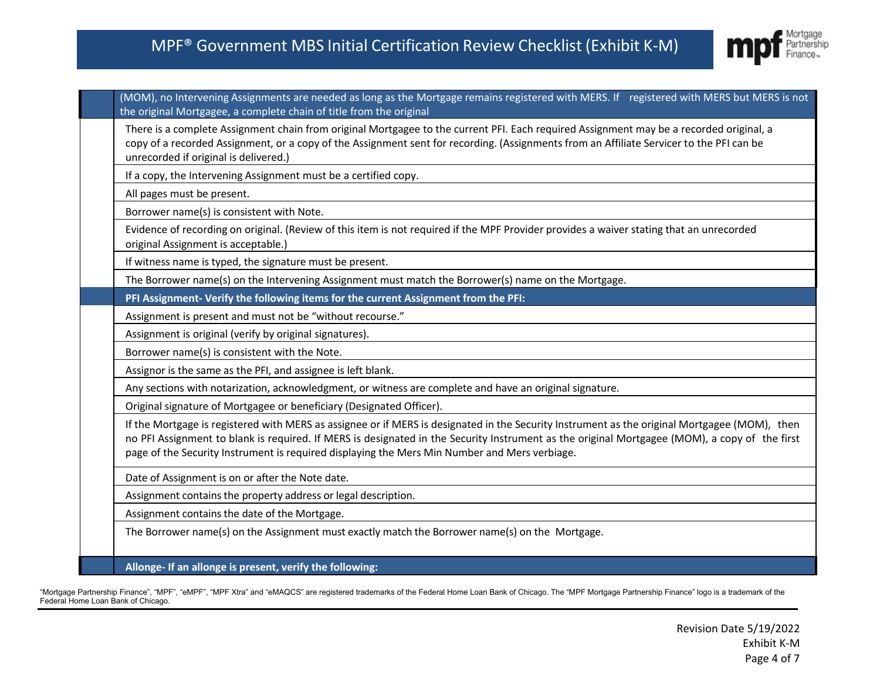| | |
|---|---|
| | (MOM), no Intervening Assignments are needed as long as the Mortgage remains registered with MERS. If registered with MERS but MERS is not the original Mortgagee, a complete chain of title from the original |
| | There is a complete Assignment chain from original Mortgagee to the current PFI. Each required Assignment may be a recorded original, a copy of a recorded Assignment, or a copy of the Assignment sent for recording. (Assignments from an Affiliate Servicer to the PFI can be unrecorded if original is delivered.) |
| | If a copy, the Intervening Assignment must be a certified copy. |
| | All pages must be present. |
| | Borrower name(s) is consistent with Note. |
| | Evidence of recording on original. (Review of this item is not required if the MPF Provider provides a waiver stating that an unrecorded original Assignment is acceptable.) |
| | If witness name is typed, the signature must be present. |
| | The Borrower name(s) on the Intervening Assignment must match the Borrower(s) name on the Mortgage. |
| | **PFI Assignment- Verify the following items for the current Assignment from the PFI:** |
| | Assignment is present and must not be "without recourse." |
| | Assignment is original (verify by original signatures). |
| | Borrower name(s) is consistent with the Note. |
| | Assignor is the same as the PFI, and assignee is left blank. |
| | Any sections with notarization, acknowledgment, or witness are complete and have an original signature. |
| | Original signature of Mortgagee or beneficiary (Designated Officer). |
| | If the Mortgage is registered with MERS as assignee or if MERS is designated in the Security Instrument as the original Mortgagee (MOM), then no PFI Assignment to blank is required. If MERS is designated in the Security Instrument as the original Mortgagee (MOM), a copy of the first page of the Security Instrument is required displaying the Mers Min Number and Mers verbiage. |
| | Date of Assignment is on or after the Note date. |
| | Assignment contains the property address or legal description. |
| | Assignment contains the date of the Mortgage. |
| | The Borrower name(s) on the Assignment must exactly match the Borrower name(s) on the Mortgage. |
| | **Allonge- If an allonge is present, verify the following:** |

"Mortgage Partnership Finance", "MPF", "eMPF", "MPF Xtra" and "eMAQCS" are registered trademarks of the Federal Home Loan Bank of Chicago. The "MPF Mortgage Partnership Finance" logo is a trademark of the Federal Home Loan Bank of Chicago.

Revision Date 5/19/2022
Exhibit K-M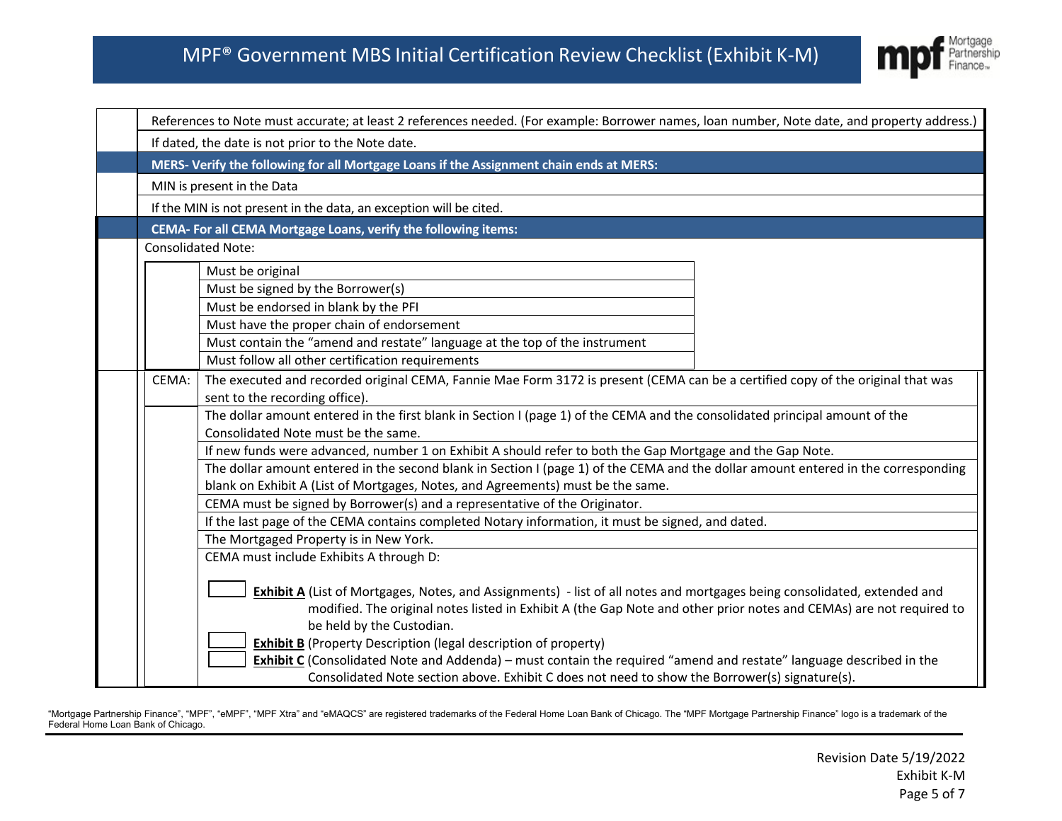| | |
|---|---|
| | References to Note must accurate; at least 2 references needed. (For example: Borrower names, loan number, Note date, and property address.) |
| | If dated, the date is not prior to the Note date. |
| | **MERS- Verify the following for all Mortgage Loans if the Assignment chain ends at MERS:** |
| | MIN is present in the Data |
| | If the MIN is not present in the data, an exception will be cited. |
| | **CEMA- For all CEMA Mortgage Loans, verify the following items:** |
| | Consolidated Note: |

| | |
|---|---|
| | Must be original |
| | Must be signed by the Borrower(s) |
| | Must be endorsed in blank by the PFI |
| | Must have the proper chain of endorsement |
| | Must contain the "amend and restate" language at the top of the instrument |
| | Must follow all other certification requirements |

| | |
|---|---|
| CEMA: | The executed and recorded original CEMA, Fannie Mae Form 3172 is present (CEMA can be a certified copy of the original that was sent to the recording office). |
| | The dollar amount entered in the first blank in Section I (page 1) of the CEMA and the consolidated principal amount of the Consolidated Note must be the same. |
| | If new funds were advanced, number 1 on Exhibit A should refer to both the Gap Mortgage and the Gap Note. |
| | The dollar amount entered in the second blank in Section I (page 1) of the CEMA and the dollar amount entered in the corresponding blank on Exhibit A (List of Mortgages, Notes, and Agreements) must be the same. |
| | CEMA must be signed by Borrower(s) and a representative of the Originator. |
| | If the last page of the CEMA contains completed Notary information, it must be signed, and dated. |
| | The Mortgaged Property is in New York. |
| | CEMA must include Exhibits A through D: |

- ☐ **Exhibit A** (List of Mortgages, Notes, and Assignments) - list of all notes and mortgages being consolidated, extended and modified. The original notes listed in Exhibit A (the Gap Note and other prior notes and CEMAs) are not required to be held by the Custodian.
- ☐ **Exhibit B** (Property Description (legal description of property)
- ☐ **Exhibit C** (Consolidated Note and Addenda) – must contain the required "amend and restate" language described in the Consolidated Note section above. Exhibit C does not need to show the Borrower(s) signature(s).

"Mortgage Partnership Finance", "MPF", "eMPF", "MPF Xtra" and "eMAQCS" are registered trademarks of the Federal Home Loan Bank of Chicago. The "MPF Mortgage Partnership Finance" logo is a trademark of the Federal Home Loan Bank of Chicago.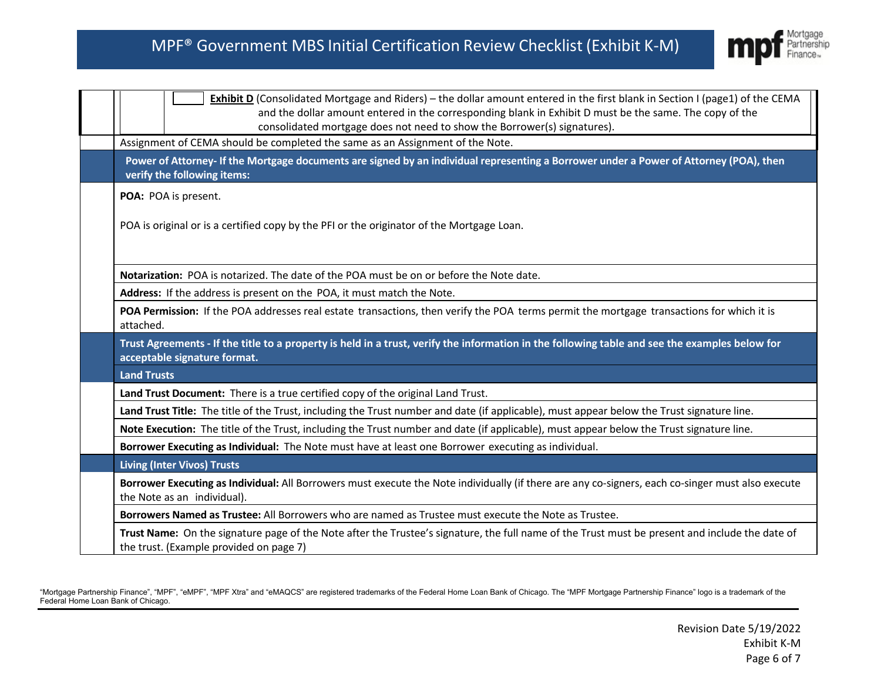| | |
|---|---|
| | ☐ **Exhibit D** (Consolidated Mortgage and Riders) – the dollar amount entered in the first blank in Section I (page1) of the CEMA and the dollar amount entered in the corresponding blank in Exhibit D must be the same. The copy of the consolidated mortgage does not need to show the Borrower(s) signatures). |
| | Assignment of CEMA should be completed the same as an Assignment of the Note. |
| | **Power of Attorney- If the Mortgage documents are signed by an individual representing a Borrower under a Power of Attorney (POA), then verify the following items:** |
| | **POA:** POA is present.<br><br>POA is original or is a certified copy by the PFI or the originator of the Mortgage Loan. |
| | **Notarization:** POA is notarized. The date of the POA must be on or before the Note date. |
| | **Address:** If the address is present on the POA, it must match the Note. |
| | **POA Permission:** If the POA addresses real estate transactions, then verify the POA terms permit the mortgage transactions for which it is attached. |
| | **Trust Agreements - If the title to a property is held in a trust, verify the information in the following table and see the examples below for acceptable signature format.** |
| | **Land Trusts** |
| | **Land Trust Document:** There is a true certified copy of the original Land Trust. |
| | **Land Trust Title:** The title of the Trust, including the Trust number and date (if applicable), must appear below the Trust signature line. |
| | **Note Execution:** The title of the Trust, including the Trust number and date (if applicable), must appear below the Trust signature line. |
| | **Borrower Executing as Individual:** The Note must have at least one Borrower executing as individual. |
| | **Living (Inter Vivos) Trusts** |
| | **Borrower Executing as Individual:** All Borrowers must execute the Note individually (if there are any co-signers, each co-singer must also execute the Note as an individual). |
| | **Borrowers Named as Trustee:** All Borrowers who are named as Trustee must execute the Note as Trustee. |
| | **Trust Name:** On the signature page of the Note after the Trustee's signature, the full name of the Trust must be present and include the date of the trust. (Example provided on page 7) |

"Mortgage Partnership Finance", "MPF", "eMPF", "MPF Xtra" and "eMAQCS" are registered trademarks of the Federal Home Loan Bank of Chicago. The "MPF Mortgage Partnership Finance" logo is a trademark of the Federal Home Loan Bank of Chicago.

Revision Date 5/19/2022
Exhibit K-M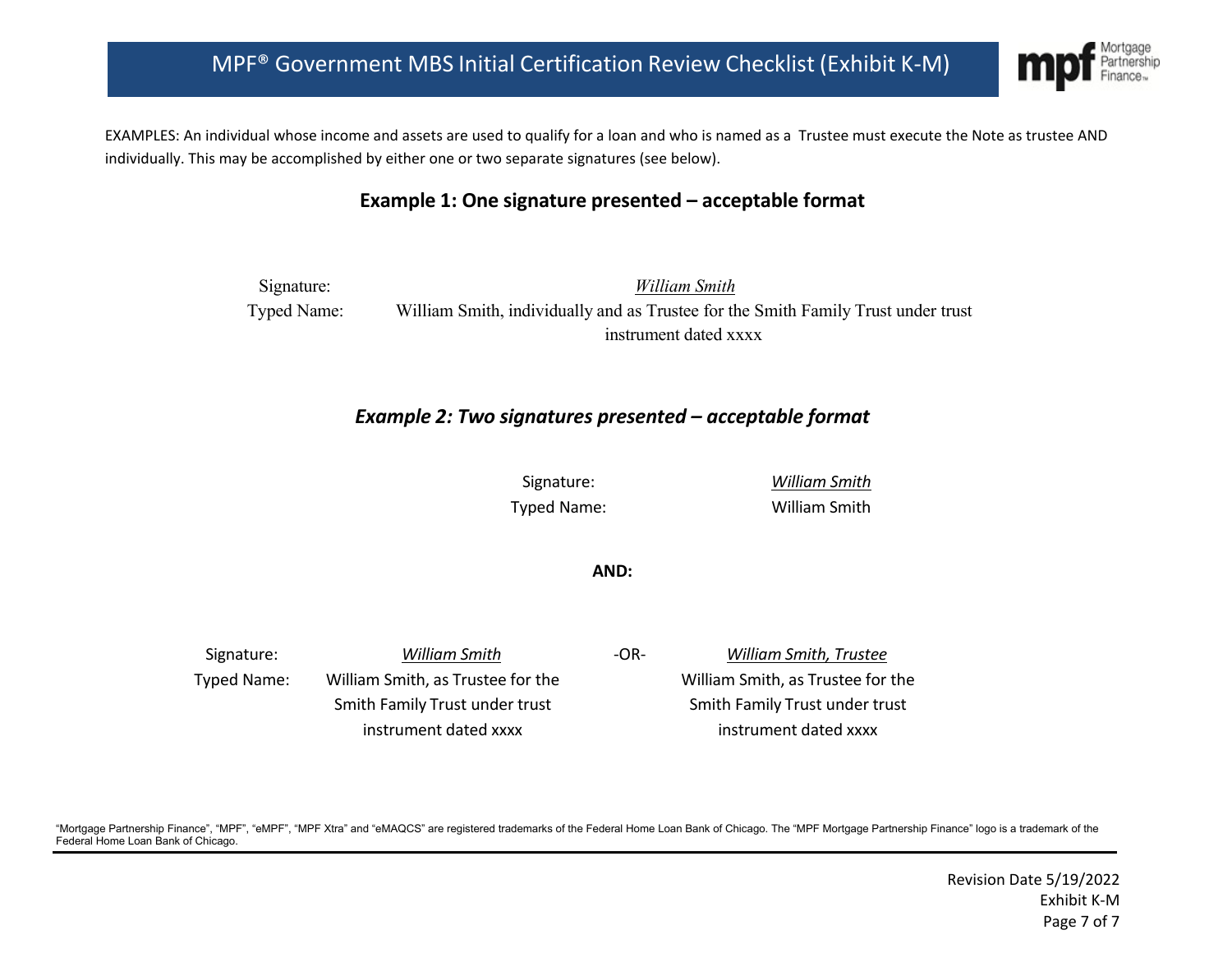EXAMPLES: An individual whose income and assets are used to qualify for a loan and who is named as a Trustee must execute the Note as trustee AND individually. This may be accomplished by either one or two separate signatures (see below).

## Example 1: One signature presented – acceptable format

Signature: *William Smith*

Typed Name: William Smith, individually and as Trustee for the Smith Family Trust under trust instrument dated xxxx

## *Example 2: Two signatures presented – acceptable format*

Signature: *William Smith*

Typed Name: William Smith

**AND:**

| | | | |
|---|---|---|---|
| Signature: | *William Smith* | -OR- | *William Smith, Trustee* |
| Typed Name: | William Smith, as Trustee for the Smith Family Trust under trust instrument dated xxxx | | William Smith, as Trustee for the Smith Family Trust under trust instrument dated xxxx |

"Mortgage Partnership Finance", "MPF", "eMPF", "MPF Xtra" and "eMAQCS" are registered trademarks of the Federal Home Loan Bank of Chicago. The "MPF Mortgage Partnership Finance" logo is a trademark of the Federal Home Loan Bank of Chicago.